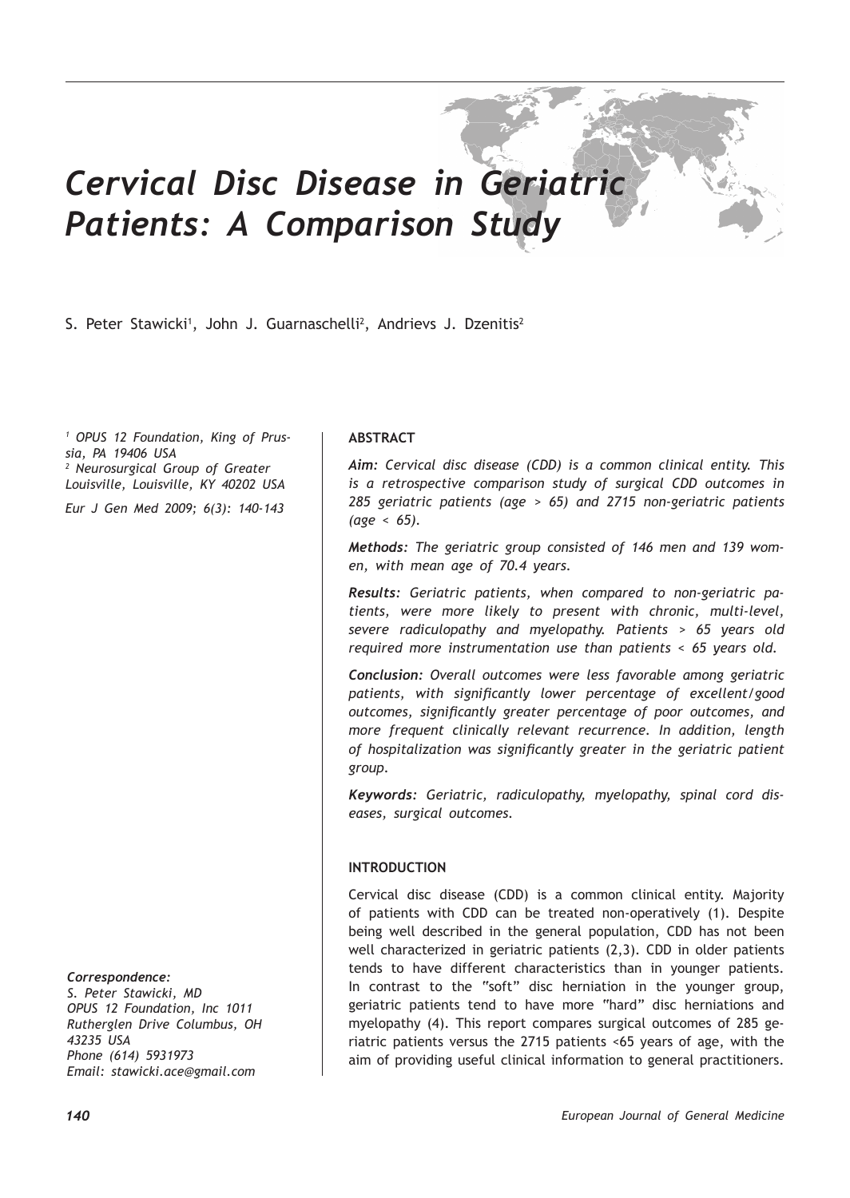# *Cervical Disc Disease in Geriatric Patients: A Comparison Study*

S. Peter Stawicki[1], John J. Guarnaschelli[2], Andrievs J. Dzenitis[2]

*[1] OPUS 12 Foundation, King of Prussia, PA 19406 USA*
*[2] Neurosurgical Group of Greater Louisville, Louisville, KY 40202 USA*

*Eur J Gen Med 2009; 6(3): 140-143*

***Correspondence:***
*S. Peter Stawicki, MD*
*OPUS 12 Foundation, Inc 1011 Rutherglen Drive Columbus, OH 43235 USA*
*Phone (614) 5931973*
*Email: stawicki.ace@gmail.com*

## ABSTRACT

***Aim:*** *Cervical disc disease (CDD) is a common clinical entity. This is a retrospective comparison study of surgical CDD outcomes in 285 geriatric patients (age > 65) and 2715 non-geriatric patients (age < 65).*

***Methods:*** *The geriatric group consisted of 146 men and 139 women, with mean age of 70.4 years.*

***Results:*** *Geriatric patients, when compared to non-geriatric patients, were more likely to present with chronic, multi-level, severe radiculopathy and myelopathy. Patients > 65 years old required more instrumentation use than patients < 65 years old.*

***Conclusion:*** *Overall outcomes were less favorable among geriatric patients, with significantly lower percentage of excellent/good outcomes, significantly greater percentage of poor outcomes, and more frequent clinically relevant recurrence. In addition, length of hospitalization was significantly greater in the geriatric patient group.*

***Keywords:*** *Geriatric, radiculopathy, myelopathy, spinal cord diseases, surgical outcomes.*

## INTRODUCTION

Cervical disc disease (CDD) is a common clinical entity. Majority of patients with CDD can be treated non-operatively (1). Despite being well described in the general population, CDD has not been well characterized in geriatric patients (2,3). CDD in older patients tends to have different characteristics than in younger patients. In contrast to the "soft" disc herniation in the younger group, geriatric patients tend to have more "hard" disc herniations and myelopathy (4). This report compares surgical outcomes of 285 geriatric patients versus the 2715 patients <65 years of age, with the aim of providing useful clinical information to general practitioners.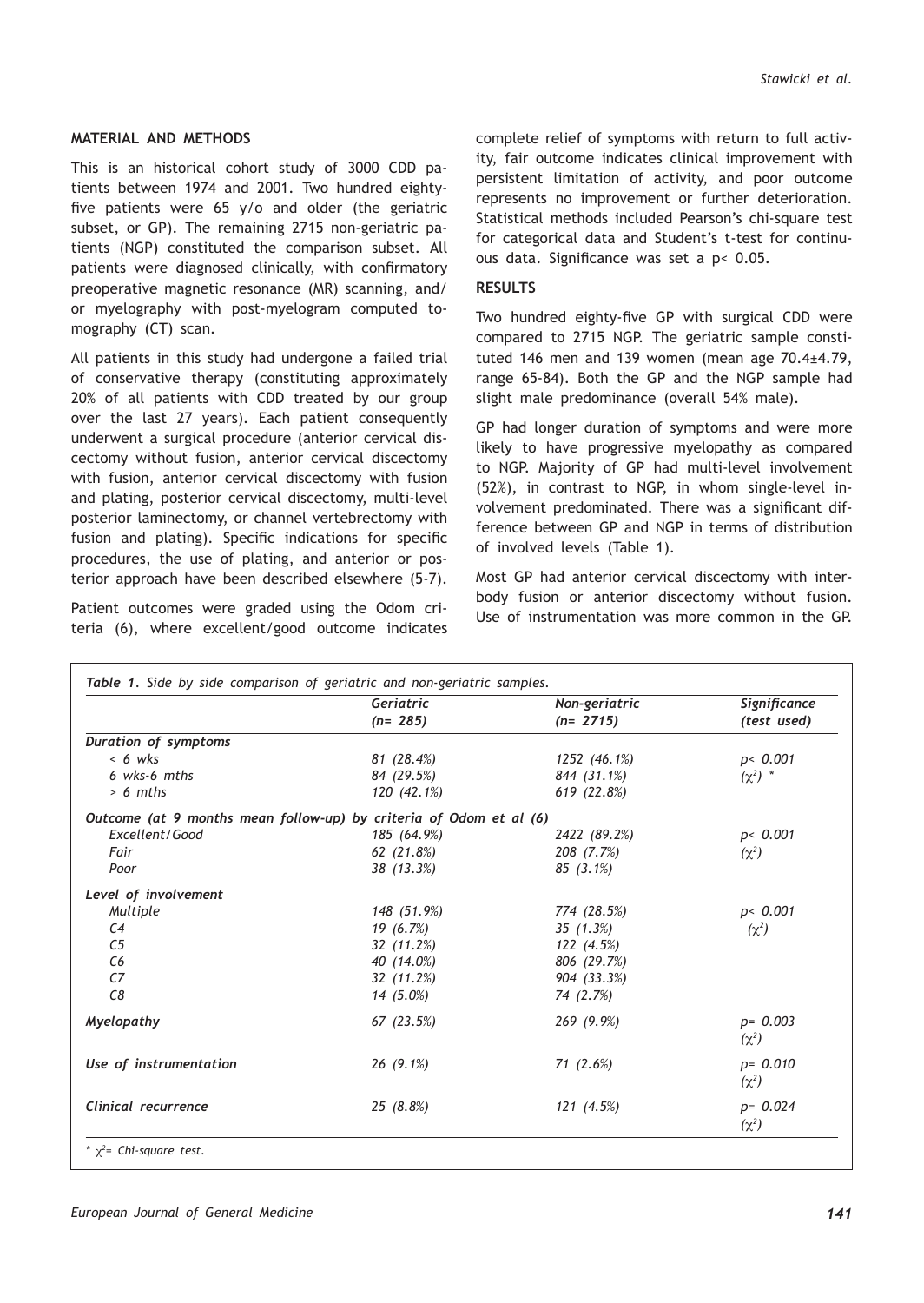## MATERIAL AND METHODS

This is an historical cohort study of 3000 CDD patients between 1974 and 2001. Two hundred eighty-five patients were 65 y/o and older (the geriatric subset, or GP). The remaining 2715 non-geriatric patients (NGP) constituted the comparison subset. All patients were diagnosed clinically, with confirmatory preoperative magnetic resonance (MR) scanning, and/or myelography with post-myelogram computed tomography (CT) scan.

All patients in this study had undergone a failed trial of conservative therapy (constituting approximately 20% of all patients with CDD treated by our group over the last 27 years). Each patient consequently underwent a surgical procedure (anterior cervical discectomy without fusion, anterior cervical discectomy with fusion, anterior cervical discectomy with fusion and plating, posterior cervical discectomy, multi-level posterior laminectomy, or channel vertebrectomy with fusion and plating). Specific indications for specific procedures, the use of plating, and anterior or posterior approach have been described elsewhere (5-7).

Patient outcomes were graded using the Odom criteria (6), where excellent/good outcome indicates complete relief of symptoms with return to full activity, fair outcome indicates clinical improvement with persistent limitation of activity, and poor outcome represents no improvement or further deterioration. Statistical methods included Pearson's chi-square test for categorical data and Student's t-test for continuous data. Significance was set a $p < 0.05$.

## RESULTS

Two hundred eighty-five GP with surgical CDD were compared to 2715 NGP. The geriatric sample constituted 146 men and 139 women (mean age 70.4±4.79, range 65-84). Both the GP and the NGP sample had slight male predominance (overall 54% male).

GP had longer duration of symptoms and were more likely to have progressive myelopathy as compared to NGP. Majority of GP had multi-level involvement (52%), in contrast to NGP, in whom single-level involvement predominated. There was a significant difference between GP and NGP in terms of distribution of involved levels (Table 1).

Most GP had anterior cervical discectomy with interbody fusion or anterior discectomy without fusion. Use of instrumentation was more common in the GP.

*Table 1. Side by side comparison of geriatric and non-geriatric samples.*

| | Geriatric (n= 285) | Non-geriatric (n= 2715) | Significance (test used) |
|---|---|---|---|
| ***Duration of symptoms*** | | | |
| < 6 wks | 81 (28.4%) | 1252 (46.1%) | $p < 0.001$ |
| 6 wks-6 mths | 84 (29.5%) | 844 (31.1%) | ($\chi^2$) * |
| > 6 mths | 120 (42.1%) | 619 (22.8%) | |
| ***Outcome (at 9 months mean follow-up) by criteria of Odom et al (6)*** | | | |
| Excellent/Good | 185 (64.9%) | 2422 (89.2%) | $p < 0.001$ |
| Fair | 62 (21.8%) | 208 (7.7%) | ($\chi^2$) |
| Poor | 38 (13.3%) | 85 (3.1%) | |
| ***Level of involvement*** | | | |
| Multiple | 148 (51.9%) | 774 (28.5%) | $p < 0.001$ |
| C4 | 19 (6.7%) | 35 (1.3%) | ($\chi^2$) |
| C5 | 32 (11.2%) | 122 (4.5%) | |
| C6 | 40 (14.0%) | 806 (29.7%) | |
| C7 | 32 (11.2%) | 904 (33.3%) | |
| C8 | 14 (5.0%) | 74 (2.7%) | |
| ***Myelopathy*** | 67 (23.5%) | 269 (9.9%) | $p = 0.003$ ($\chi^2$) |
| ***Use of instrumentation*** | 26 (9.1%) | 71 (2.6%) | $p = 0.010$ ($\chi^2$) |
| ***Clinical recurrence*** | 25 (8.8%) | 121 (4.5%) | $p = 0.024$ ($\chi^2$) |

* $\chi^2$= Chi-square test.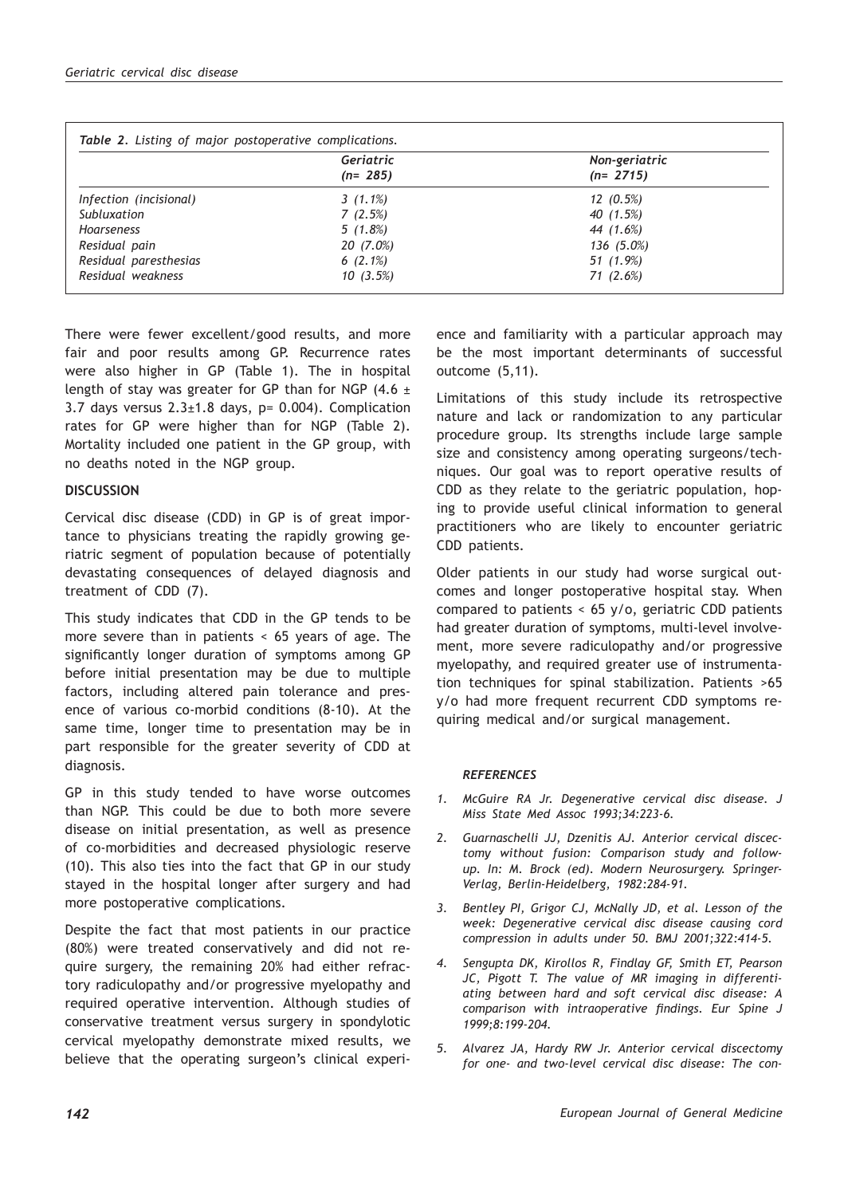*Table 2. Listing of major postoperative complications.*

| | Geriatric (n= 285) | Non-geriatric (n= 2715) |
|---|---|---|
| Infection (incisional) | 3 (1.1%) | 12 (0.5%) |
| Subluxation | 7 (2.5%) | 40 (1.5%) |
| Hoarseness | 5 (1.8%) | 44 (1.6%) |
| Residual pain | 20 (7.0%) | 136 (5.0%) |
| Residual paresthesias | 6 (2.1%) | 51 (1.9%) |
| Residual weakness | 10 (3.5%) | 71 (2.6%) |

There were fewer excellent/good results, and more fair and poor results among GP. Recurrence rates were also higher in GP (Table 1). The in hospital length of stay was greater for GP than for NGP (4.6 ± 3.7 days versus 2.3±1.8 days, p= 0.004). Complication rates for GP were higher than for NGP (Table 2). Mortality included one patient in the GP group, with no deaths noted in the NGP group.

## DISCUSSION

Cervical disc disease (CDD) in GP is of great importance to physicians treating the rapidly growing geriatric segment of population because of potentially devastating consequences of delayed diagnosis and treatment of CDD (7).

This study indicates that CDD in the GP tends to be more severe than in patients < 65 years of age. The significantly longer duration of symptoms among GP before initial presentation may be due to multiple factors, including altered pain tolerance and presence of various co-morbid conditions (8-10). At the same time, longer time to presentation may be in part responsible for the greater severity of CDD at diagnosis.

GP in this study tended to have worse outcomes than NGP. This could be due to both more severe disease on initial presentation, as well as presence of co-morbidities and decreased physiologic reserve (10). This also ties into the fact that GP in our study stayed in the hospital longer after surgery and had more postoperative complications.

Despite the fact that most patients in our practice (80%) were treated conservatively and did not require surgery, the remaining 20% had either refractory radiculopathy and/or progressive myelopathy and required operative intervention. Although studies of conservative treatment versus surgery in spondylotic cervical myelopathy demonstrate mixed results, we believe that the operating surgeon's clinical experience and familiarity with a particular approach may be the most important determinants of successful outcome (5,11).

Limitations of this study include its retrospective nature and lack or randomization to any particular procedure group. Its strengths include large sample size and consistency among operating surgeons/techniques. Our goal was to report operative results of CDD as they relate to the geriatric population, hoping to provide useful clinical information to general practitioners who are likely to encounter geriatric CDD patients.

Older patients in our study had worse surgical outcomes and longer postoperative hospital stay. When compared to patients < 65 y/o, geriatric CDD patients had greater duration of symptoms, multi-level involvement, more severe radiculopathy and/or progressive myelopathy, and required greater use of instrumentation techniques for spinal stabilization. Patients >65 y/o had more frequent recurrent CDD symptoms requiring medical and/or surgical management.

### *REFERENCES*

1. *McGuire RA Jr. Degenerative cervical disc disease. J Miss State Med Assoc 1993;34:223-6.*
2. *Guarnaschelli JJ, Dzenitis AJ. Anterior cervical discectomy without fusion: Comparison study and follow-up. In: M. Brock (ed). Modern Neurosurgery. Springer-Verlag, Berlin-Heidelberg, 1982:284-91.*
3. *Bentley PI, Grigor CJ, McNally JD, et al. Lesson of the week: Degenerative cervical disc disease causing cord compression in adults under 50. BMJ 2001;322:414-5.*
4. *Sengupta DK, Kirollos R, Findlay GF, Smith ET, Pearson JC, Pigott T. The value of MR imaging in differentiating between hard and soft cervical disc disease: A comparison with intraoperative findings. Eur Spine J 1999;8:199-204.*
5. *Alvarez JA, Hardy RW Jr. Anterior cervical discectomy for one- and two-level cervical disc disease: The con-*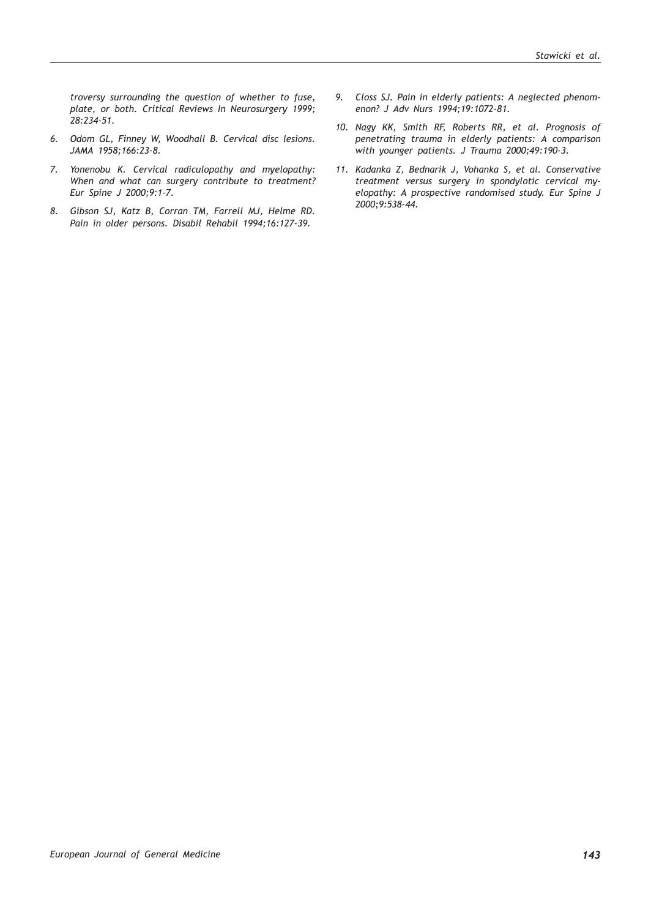*troversy surrounding the question of whether to fuse, plate, or both. Critical Reviews In Neurosurgery 1999; 28:234-51.*

6. *Odom GL, Finney W, Woodhall B. Cervical disc lesions. JAMA 1958;166:23-8.*
7. *Yonenobu K. Cervical radiculopathy and myelopathy: When and what can surgery contribute to treatment? Eur Spine J 2000;9:1-7.*
8. *Gibson SJ, Katz B, Corran TM, Farrell MJ, Helme RD. Pain in older persons. Disabil Rehabil 1994;16:127-39.*
9. *Closs SJ. Pain in elderly patients: A neglected phenomenon? J Adv Nurs 1994;19:1072-81.*
10. *Nagy KK, Smith RF, Roberts RR, et al. Prognosis of penetrating trauma in elderly patients: A comparison with younger patients. J Trauma 2000;49:190-3.*
11. *Kadanka Z, Bednarik J, Vohanka S, et al. Conservative treatment versus surgery in spondylotic cervical myelopathy: A prospective randomised study. Eur Spine J 2000;9:538-44.*